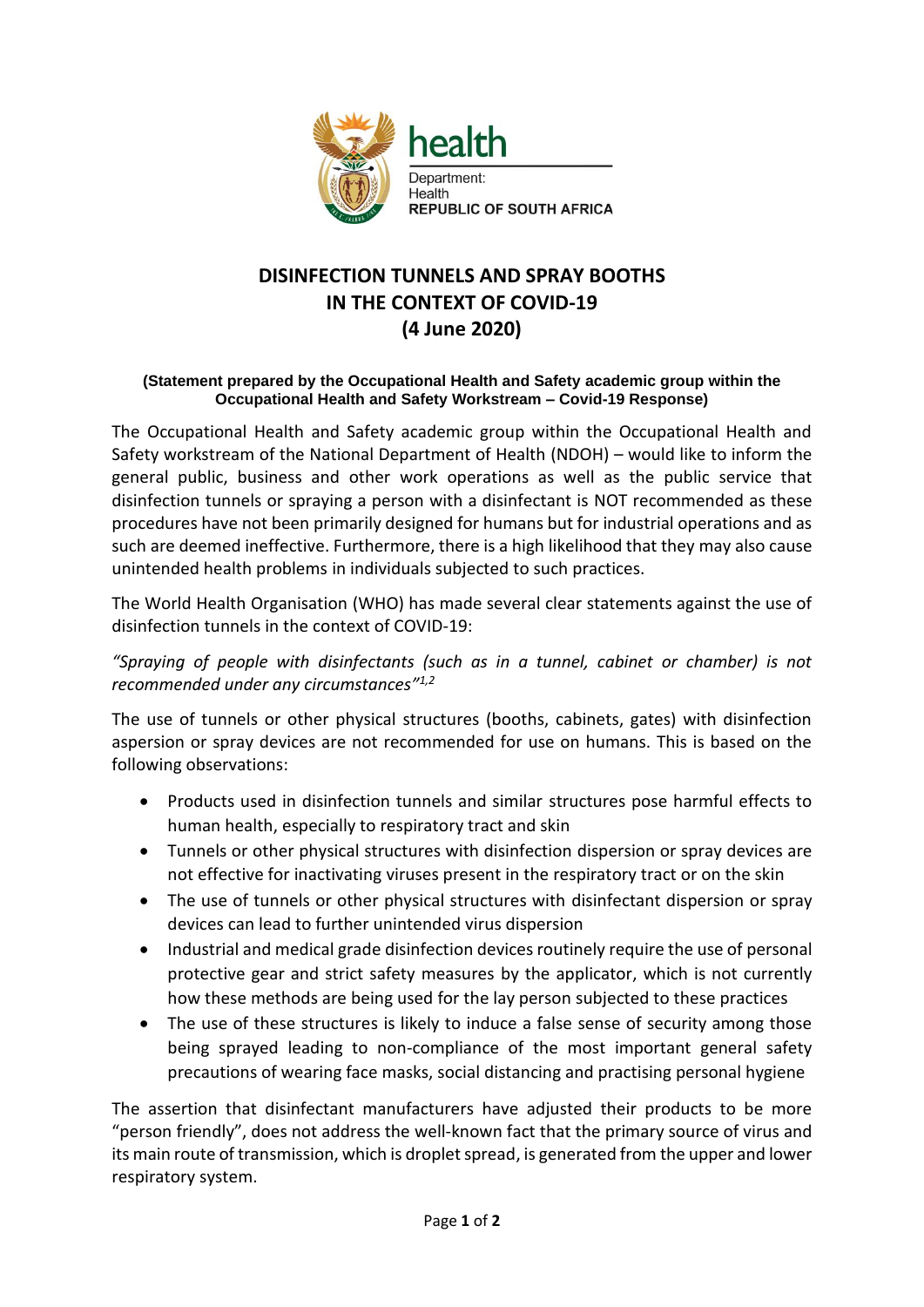health

Department:
Health
REPUBLIC OF SOUTH AFRICA

# DISINFECTION TUNNELS AND SPRAY BOOTHS IN THE CONTEXT OF COVID-19 (4 June 2020)

**(Statement prepared by the Occupational Health and Safety academic group within the Occupational Health and Safety Workstream – Covid-19 Response)**

The Occupational Health and Safety academic group within the Occupational Health and Safety workstream of the National Department of Health (NDOH) – would like to inform the general public, business and other work operations as well as the public service that disinfection tunnels or spraying a person with a disinfectant is NOT recommended as these procedures have not been primarily designed for humans but for industrial operations and as such are deemed ineffective. Furthermore, there is a high likelihood that they may also cause unintended health problems in individuals subjected to such practices.

The World Health Organisation (WHO) has made several clear statements against the use of disinfection tunnels in the context of COVID-19:

*"Spraying of people with disinfectants (such as in a tunnel, cabinet or chamber) is not recommended under any circumstances"*[1,2]

The use of tunnels or other physical structures (booths, cabinets, gates) with disinfection aspersion or spray devices are not recommended for use on humans. This is based on the following observations:

- Products used in disinfection tunnels and similar structures pose harmful effects to human health, especially to respiratory tract and skin
- Tunnels or other physical structures with disinfection dispersion or spray devices are not effective for inactivating viruses present in the respiratory tract or on the skin
- The use of tunnels or other physical structures with disinfectant dispersion or spray devices can lead to further unintended virus dispersion
- Industrial and medical grade disinfection devices routinely require the use of personal protective gear and strict safety measures by the applicator, which is not currently how these methods are being used for the lay person subjected to these practices
- The use of these structures is likely to induce a false sense of security among those being sprayed leading to non-compliance of the most important general safety precautions of wearing face masks, social distancing and practising personal hygiene

The assertion that disinfectant manufacturers have adjusted their products to be more "person friendly", does not address the well-known fact that the primary source of virus and its main route of transmission, which is droplet spread, is generated from the upper and lower respiratory system.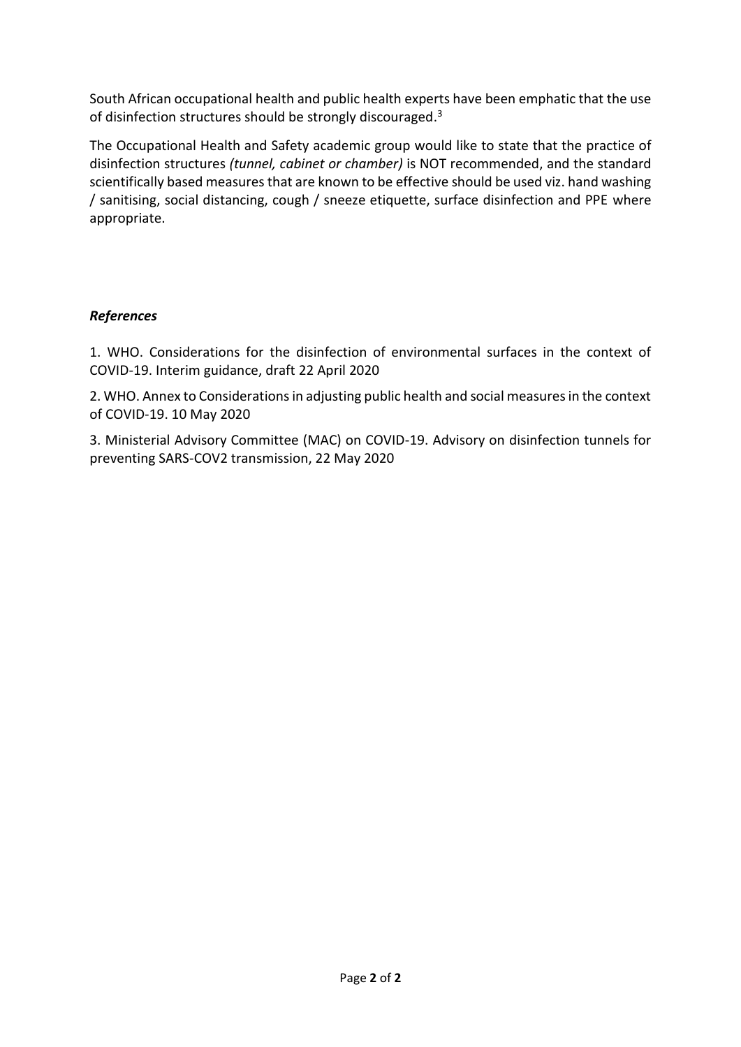South African occupational health and public health experts have been emphatic that the use of disinfection structures should be strongly discouraged.[3]

The Occupational Health and Safety academic group would like to state that the practice of disinfection structures *(tunnel, cabinet or chamber)* is NOT recommended, and the standard scientifically based measures that are known to be effective should be used viz. hand washing / sanitising, social distancing, cough / sneeze etiquette, surface disinfection and PPE where appropriate.

***References***

1. WHO. Considerations for the disinfection of environmental surfaces in the context of COVID-19. Interim guidance, draft 22 April 2020

2. WHO. Annex to Considerations in adjusting public health and social measures in the context of COVID-19. 10 May 2020

3. Ministerial Advisory Committee (MAC) on COVID-19. Advisory on disinfection tunnels for preventing SARS-COV2 transmission, 22 May 2020